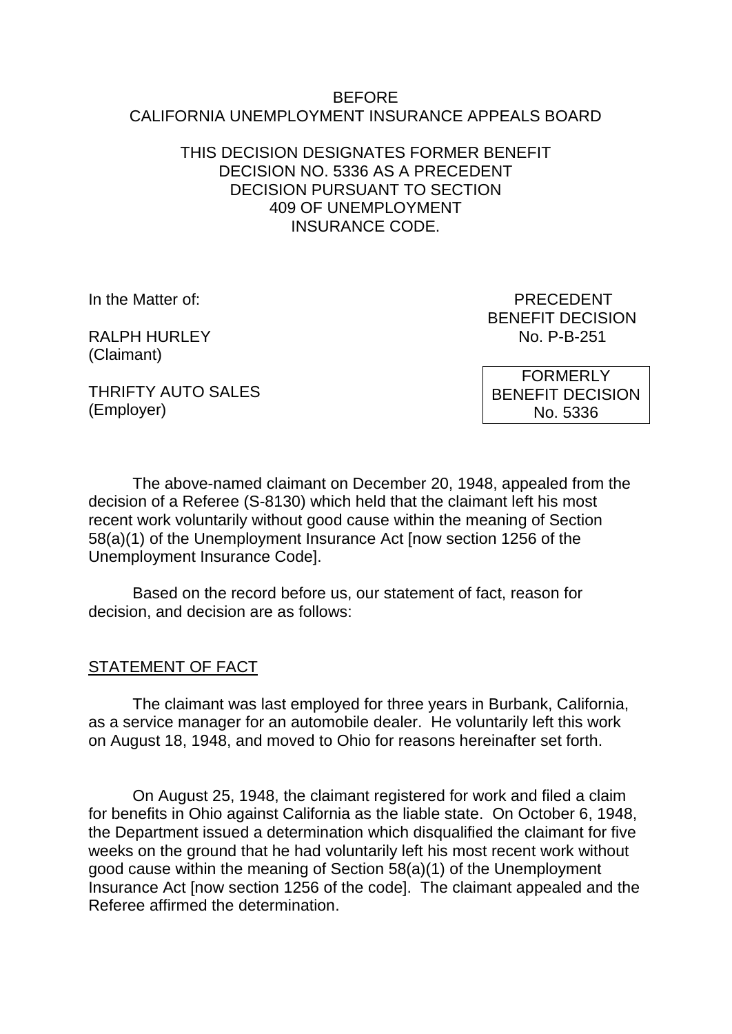BEFORE
CALIFORNIA UNEMPLOYMENT INSURANCE APPEALS BOARD

THIS DECISION DESIGNATES FORMER BENEFIT DECISION NO. 5336 AS A PRECEDENT DECISION PURSUANT TO SECTION 409 OF UNEMPLOYMENT INSURANCE CODE.

In the Matter of:

RALPH HURLEY
(Claimant)

THRIFTY AUTO SALES
(Employer)

PRECEDENT
BENEFIT DECISION
No. P-B-251

FORMERLY
BENEFIT DECISION
No. 5336

The above-named claimant on December 20, 1948, appealed from the decision of a Referee (S-8130) which held that the claimant left his most recent work voluntarily without good cause within the meaning of Section 58(a)(1) of the Unemployment Insurance Act [now section 1256 of the Unemployment Insurance Code].

Based on the record before us, our statement of fact, reason for decision, and decision are as follows:

STATEMENT OF FACT

The claimant was last employed for three years in Burbank, California, as a service manager for an automobile dealer. He voluntarily left this work on August 18, 1948, and moved to Ohio for reasons hereinafter set forth.

On August 25, 1948, the claimant registered for work and filed a claim for benefits in Ohio against California as the liable state. On October 6, 1948, the Department issued a determination which disqualified the claimant for five weeks on the ground that he had voluntarily left his most recent work without good cause within the meaning of Section 58(a)(1) of the Unemployment Insurance Act [now section 1256 of the code]. The claimant appealed and the Referee affirmed the determination.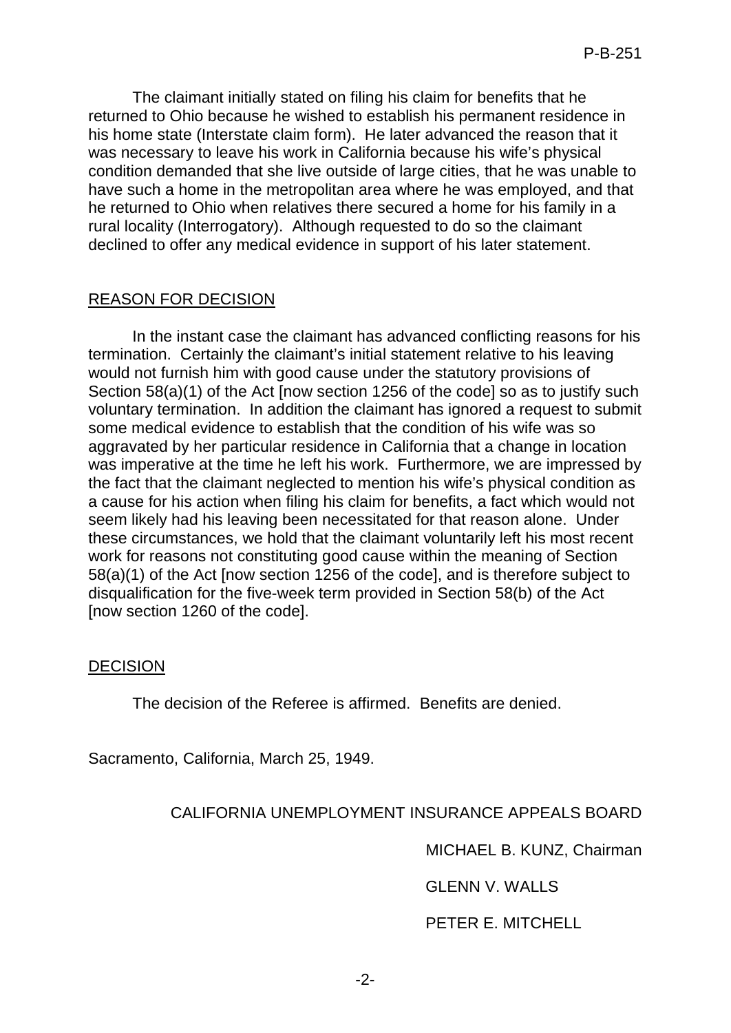The claimant initially stated on filing his claim for benefits that he returned to Ohio because he wished to establish his permanent residence in his home state (Interstate claim form). He later advanced the reason that it was necessary to leave his work in California because his wife's physical condition demanded that she live outside of large cities, that he was unable to have such a home in the metropolitan area where he was employed, and that he returned to Ohio when relatives there secured a home for his family in a rural locality (Interrogatory). Although requested to do so the claimant declined to offer any medical evidence in support of his later statement.

## REASON FOR DECISION

In the instant case the claimant has advanced conflicting reasons for his termination. Certainly the claimant's initial statement relative to his leaving would not furnish him with good cause under the statutory provisions of Section 58(a)(1) of the Act [now section 1256 of the code] so as to justify such voluntary termination. In addition the claimant has ignored a request to submit some medical evidence to establish that the condition of his wife was so aggravated by her particular residence in California that a change in location was imperative at the time he left his work. Furthermore, we are impressed by the fact that the claimant neglected to mention his wife's physical condition as a cause for his action when filing his claim for benefits, a fact which would not seem likely had his leaving been necessitated for that reason alone. Under these circumstances, we hold that the claimant voluntarily left his most recent work for reasons not constituting good cause within the meaning of Section 58(a)(1) of the Act [now section 1256 of the code], and is therefore subject to disqualification for the five-week term provided in Section 58(b) of the Act [now section 1260 of the code].

## DECISION

The decision of the Referee is affirmed. Benefits are denied.

Sacramento, California, March 25, 1949.

CALIFORNIA UNEMPLOYMENT INSURANCE APPEALS BOARD

MICHAEL B. KUNZ, Chairman

GLENN V. WALLS

PETER E. MITCHELL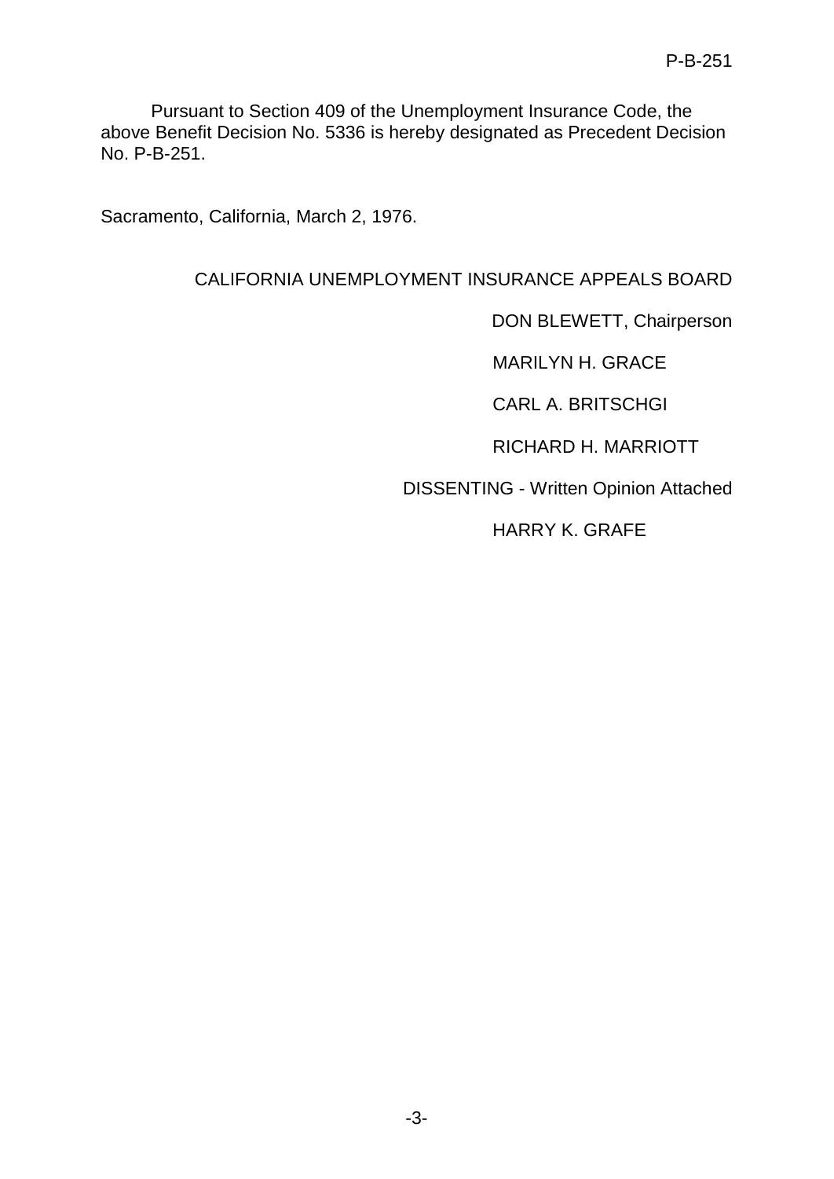Pursuant to Section 409 of the Unemployment Insurance Code, the above Benefit Decision No. 5336 is hereby designated as Precedent Decision No. P-B-251.

Sacramento, California, March 2, 1976.

CALIFORNIA UNEMPLOYMENT INSURANCE APPEALS BOARD

DON BLEWETT, Chairperson

MARILYN H. GRACE

CARL A. BRITSCHGI

RICHARD H. MARRIOTT

DISSENTING - Written Opinion Attached

HARRY K. GRAFE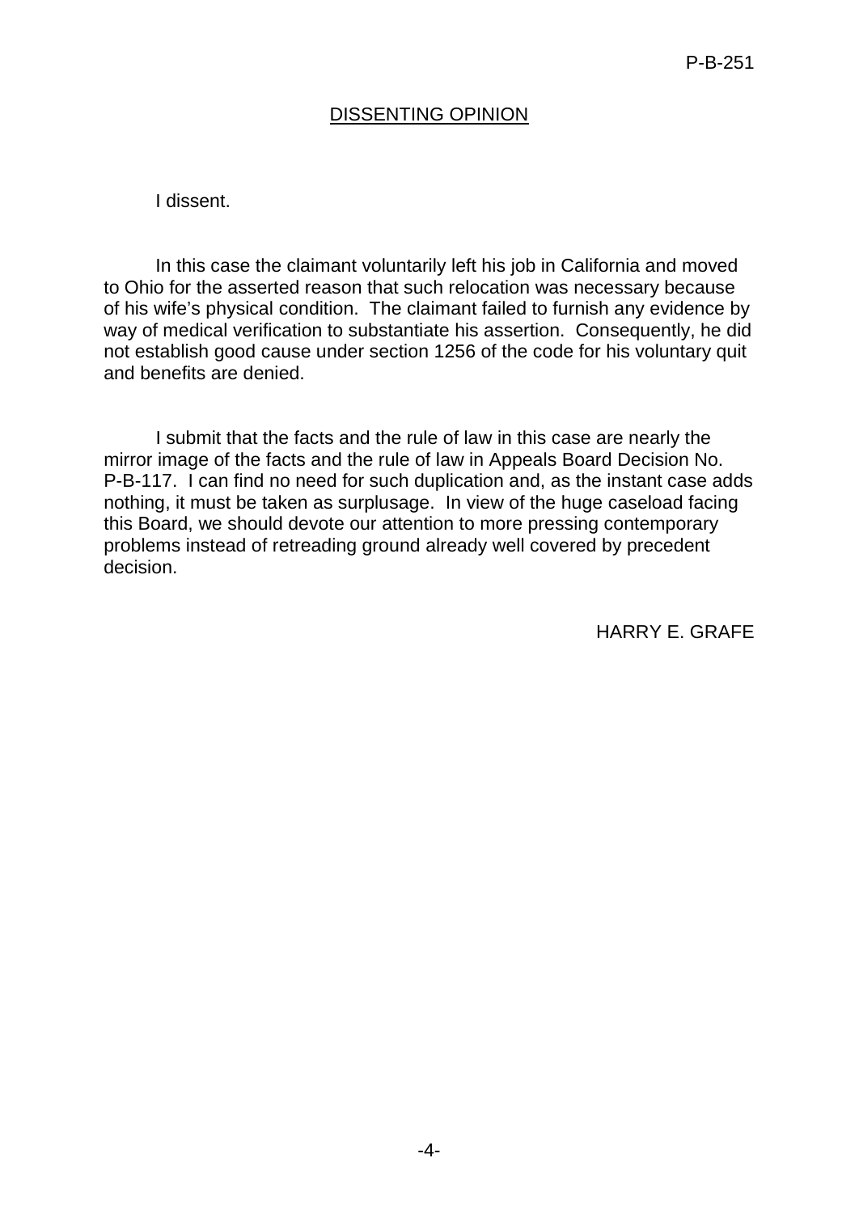## DISSENTING OPINION

I dissent.

In this case the claimant voluntarily left his job in California and moved to Ohio for the asserted reason that such relocation was necessary because of his wife's physical condition. The claimant failed to furnish any evidence by way of medical verification to substantiate his assertion. Consequently, he did not establish good cause under section 1256 of the code for his voluntary quit and benefits are denied.

I submit that the facts and the rule of law in this case are nearly the mirror image of the facts and the rule of law in Appeals Board Decision No. P-B-117. I can find no need for such duplication and, as the instant case adds nothing, it must be taken as surplusage. In view of the huge caseload facing this Board, we should devote our attention to more pressing contemporary problems instead of retreading ground already well covered by precedent decision.

HARRY E. GRAFE